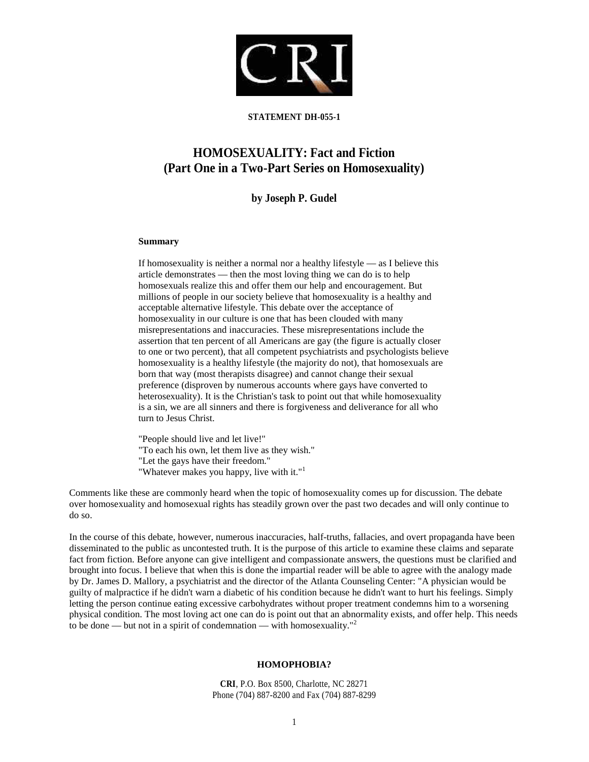**STATEMENT DH-055-1**

# HOMOSEXUALITY: Fact and Fiction
## (Part One in a Two-Part Series on Homosexuality)

**by Joseph P. Gudel**

**Summary**

If homosexuality is neither a normal nor a healthy lifestyle — as I believe this article demonstrates — then the most loving thing we can do is to help homosexuals realize this and offer them our help and encouragement. But millions of people in our society believe that homosexuality is a healthy and acceptable alternative lifestyle. This debate over the acceptance of homosexuality in our culture is one that has been clouded with many misrepresentations and inaccuracies. These misrepresentations include the assertion that ten percent of all Americans are gay (the figure is actually closer to one or two percent), that all competent psychiatrists and psychologists believe homosexuality is a healthy lifestyle (the majority do not), that homosexuals are born that way (most therapists disagree) and cannot change their sexual preference (disproven by numerous accounts where gays have converted to heterosexuality). It is the Christian's task to point out that while homosexuality is a sin, we are all sinners and there is forgiveness and deliverance for all who turn to Jesus Christ.

"People should live and let live!"
"To each his own, let them live as they wish."
"Let the gays have their freedom."
"Whatever makes you happy, live with it."[1]

Comments like these are commonly heard when the topic of homosexuality comes up for discussion. The debate over homosexuality and homosexual rights has steadily grown over the past two decades and will only continue to do so.

In the course of this debate, however, numerous inaccuracies, half-truths, fallacies, and overt propaganda have been disseminated to the public as uncontested truth. It is the purpose of this article to examine these claims and separate fact from fiction. Before anyone can give intelligent and compassionate answers, the questions must be clarified and brought into focus. I believe that when this is done the impartial reader will be able to agree with the analogy made by Dr. James D. Mallory, a psychiatrist and the director of the Atlanta Counseling Center: "A physician would be guilty of malpractice if he didn't warn a diabetic of his condition because he didn't want to hurt his feelings. Simply letting the person continue eating excessive carbohydrates without proper treatment condemns him to a worsening physical condition. The most loving act one can do is point out that an abnormality exists, and offer help. This needs to be done — but not in a spirit of condemnation — with homosexuality."[2]

### HOMOPHOBIA?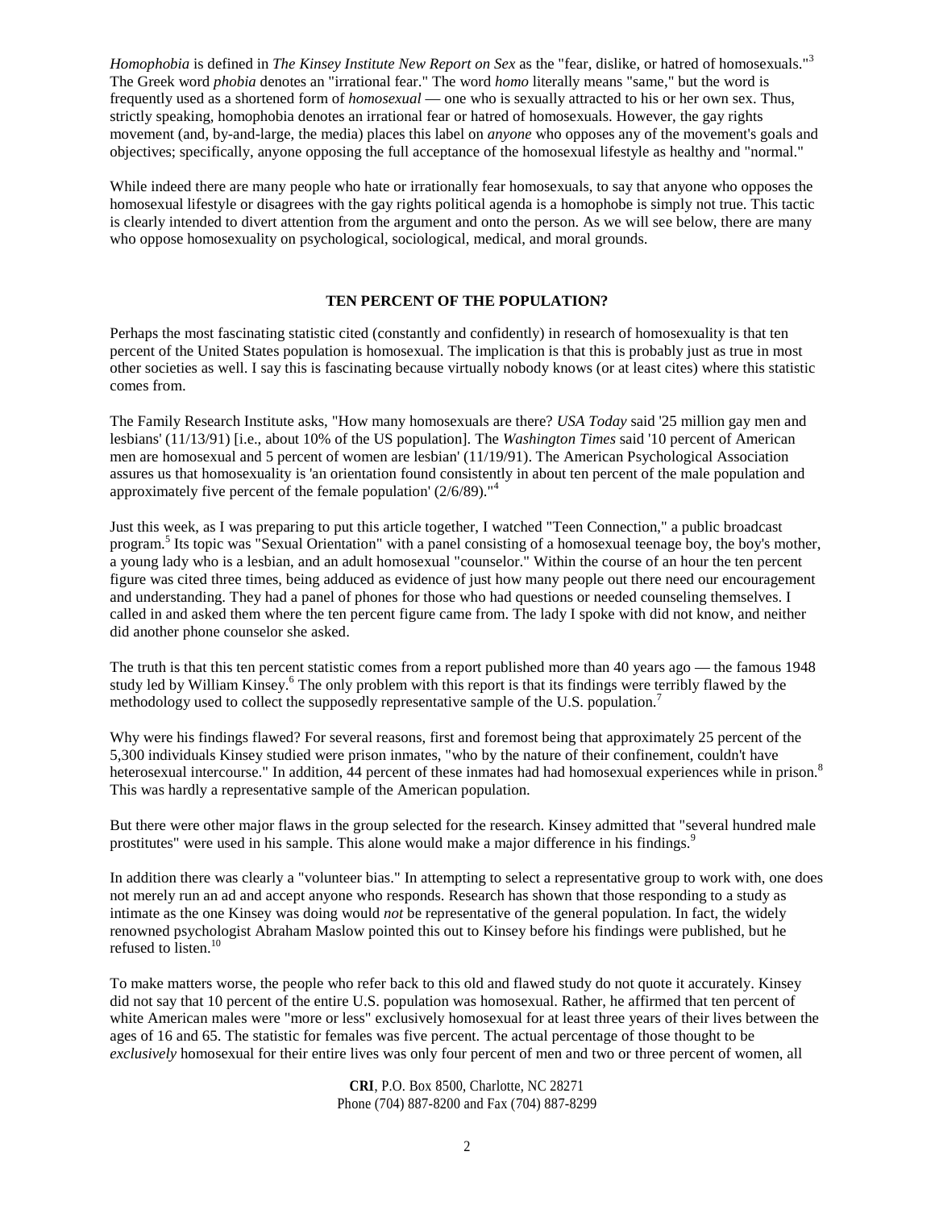*Homophobia* is defined in *The Kinsey Institute New Report on Sex* as the "fear, dislike, or hatred of homosexuals."[3] The Greek word *phobia* denotes an "irrational fear." The word *homo* literally means "same," but the word is frequently used as a shortened form of *homosexual* — one who is sexually attracted to his or her own sex. Thus, strictly speaking, homophobia denotes an irrational fear or hatred of homosexuals. However, the gay rights movement (and, by-and-large, the media) places this label on *anyone* who opposes any of the movement's goals and objectives; specifically, anyone opposing the full acceptance of the homosexual lifestyle as healthy and "normal."

While indeed there are many people who hate or irrationally fear homosexuals, to say that anyone who opposes the homosexual lifestyle or disagrees with the gay rights political agenda is a homophobe is simply not true. This tactic is clearly intended to divert attention from the argument and onto the person. As we will see below, there are many who oppose homosexuality on psychological, sociological, medical, and moral grounds.

## TEN PERCENT OF THE POPULATION?

Perhaps the most fascinating statistic cited (constantly and confidently) in research of homosexuality is that ten percent of the United States population is homosexual. The implication is that this is probably just as true in most other societies as well. I say this is fascinating because virtually nobody knows (or at least cites) where this statistic comes from.

The Family Research Institute asks, "How many homosexuals are there? *USA Today* said '25 million gay men and lesbians' (11/13/91) [i.e., about 10% of the US population]. The *Washington Times* said '10 percent of American men are homosexual and 5 percent of women are lesbian' (11/19/91). The American Psychological Association assures us that homosexuality is 'an orientation found consistently in about ten percent of the male population and approximately five percent of the female population' (2/6/89)."[4]

Just this week, as I was preparing to put this article together, I watched "Teen Connection," a public broadcast program.[5] Its topic was "Sexual Orientation" with a panel consisting of a homosexual teenage boy, the boy's mother, a young lady who is a lesbian, and an adult homosexual "counselor." Within the course of an hour the ten percent figure was cited three times, being adduced as evidence of just how many people out there need our encouragement and understanding. They had a panel of phones for those who had questions or needed counseling themselves. I called in and asked them where the ten percent figure came from. The lady I spoke with did not know, and neither did another phone counselor she asked.

The truth is that this ten percent statistic comes from a report published more than 40 years ago — the famous 1948 study led by William Kinsey.[6] The only problem with this report is that its findings were terribly flawed by the methodology used to collect the supposedly representative sample of the U.S. population.[7]

Why were his findings flawed? For several reasons, first and foremost being that approximately 25 percent of the 5,300 individuals Kinsey studied were prison inmates, "who by the nature of their confinement, couldn't have heterosexual intercourse." In addition, 44 percent of these inmates had had homosexual experiences while in prison.[8] This was hardly a representative sample of the American population.

But there were other major flaws in the group selected for the research. Kinsey admitted that "several hundred male prostitutes" were used in his sample. This alone would make a major difference in his findings.[9]

In addition there was clearly a "volunteer bias." In attempting to select a representative group to work with, one does not merely run an ad and accept anyone who responds. Research has shown that those responding to a study as intimate as the one Kinsey was doing would *not* be representative of the general population. In fact, the widely renowned psychologist Abraham Maslow pointed this out to Kinsey before his findings were published, but he refused to listen.[10]

To make matters worse, the people who refer back to this old and flawed study do not quote it accurately. Kinsey did not say that 10 percent of the entire U.S. population was homosexual. Rather, he affirmed that ten percent of white American males were "more or less" exclusively homosexual for at least three years of their lives between the ages of 16 and 65. The statistic for females was five percent. The actual percentage of those thought to be *exclusively* homosexual for their entire lives was only four percent of men and two or three percent of women, all

**CRI**, P.O. Box 8500, Charlotte, NC 28271
Phone (704) 887-8200 and Fax (704) 887-8299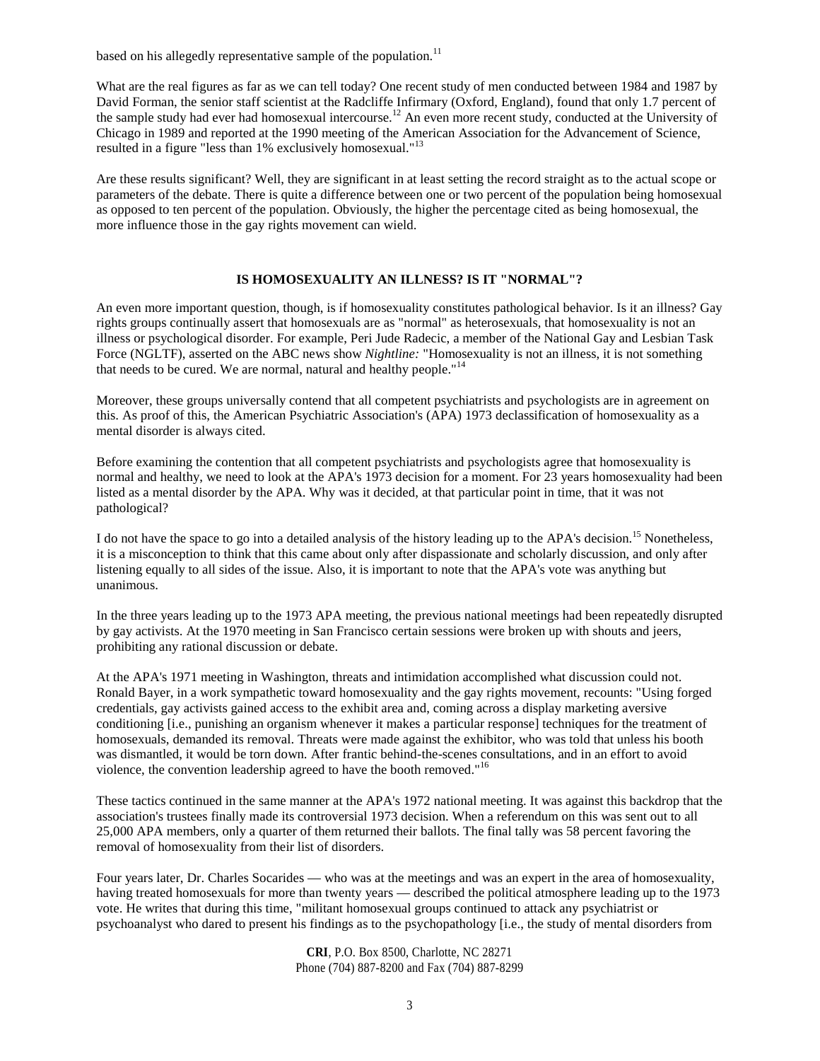based on his allegedly representative sample of the population.[11]

What are the real figures as far as we can tell today? One recent study of men conducted between 1984 and 1987 by David Forman, the senior staff scientist at the Radcliffe Infirmary (Oxford, England), found that only 1.7 percent of the sample study had ever had homosexual intercourse.[12] An even more recent study, conducted at the University of Chicago in 1989 and reported at the 1990 meeting of the American Association for the Advancement of Science, resulted in a figure "less than 1% exclusively homosexual."[13]

Are these results significant? Well, they are significant in at least setting the record straight as to the actual scope or parameters of the debate. There is quite a difference between one or two percent of the population being homosexual as opposed to ten percent of the population. Obviously, the higher the percentage cited as being homosexual, the more influence those in the gay rights movement can wield.

## IS HOMOSEXUALITY AN ILLNESS? IS IT "NORMAL"?

An even more important question, though, is if homosexuality constitutes pathological behavior. Is it an illness? Gay rights groups continually assert that homosexuals are as "normal" as heterosexuals, that homosexuality is not an illness or psychological disorder. For example, Peri Jude Radecic, a member of the National Gay and Lesbian Task Force (NGLTF), asserted on the ABC news show *Nightline:* "Homosexuality is not an illness, it is not something that needs to be cured. We are normal, natural and healthy people."[14]

Moreover, these groups universally contend that all competent psychiatrists and psychologists are in agreement on this. As proof of this, the American Psychiatric Association's (APA) 1973 declassification of homosexuality as a mental disorder is always cited.

Before examining the contention that all competent psychiatrists and psychologists agree that homosexuality is normal and healthy, we need to look at the APA's 1973 decision for a moment. For 23 years homosexuality had been listed as a mental disorder by the APA. Why was it decided, at that particular point in time, that it was not pathological?

I do not have the space to go into a detailed analysis of the history leading up to the APA's decision.[15] Nonetheless, it is a misconception to think that this came about only after dispassionate and scholarly discussion, and only after listening equally to all sides of the issue. Also, it is important to note that the APA's vote was anything but unanimous.

In the three years leading up to the 1973 APA meeting, the previous national meetings had been repeatedly disrupted by gay activists. At the 1970 meeting in San Francisco certain sessions were broken up with shouts and jeers, prohibiting any rational discussion or debate.

At the APA's 1971 meeting in Washington, threats and intimidation accomplished what discussion could not. Ronald Bayer, in a work sympathetic toward homosexuality and the gay rights movement, recounts: "Using forged credentials, gay activists gained access to the exhibit area and, coming across a display marketing aversive conditioning [i.e., punishing an organism whenever it makes a particular response] techniques for the treatment of homosexuals, demanded its removal. Threats were made against the exhibitor, who was told that unless his booth was dismantled, it would be torn down. After frantic behind-the-scenes consultations, and in an effort to avoid violence, the convention leadership agreed to have the booth removed."[16]

These tactics continued in the same manner at the APA's 1972 national meeting. It was against this backdrop that the association's trustees finally made its controversial 1973 decision. When a referendum on this was sent out to all 25,000 APA members, only a quarter of them returned their ballots. The final tally was 58 percent favoring the removal of homosexuality from their list of disorders.

Four years later, Dr. Charles Socarides — who was at the meetings and was an expert in the area of homosexuality, having treated homosexuals for more than twenty years — described the political atmosphere leading up to the 1973 vote. He writes that during this time, "militant homosexual groups continued to attack any psychiatrist or psychoanalyst who dared to present his findings as to the psychopathology [i.e., the study of mental disorders from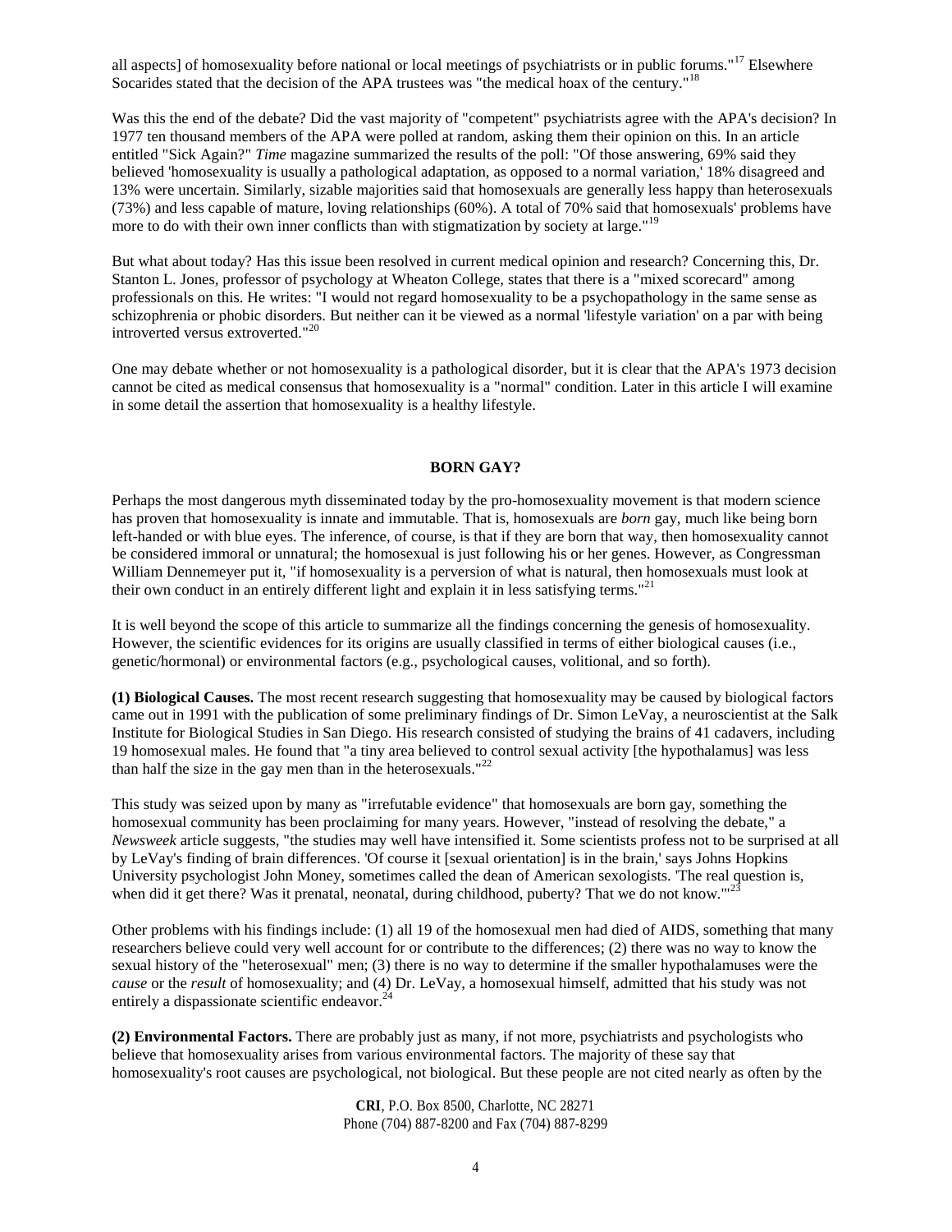all aspects] of homosexuality before national or local meetings of psychiatrists or in public forums."[17] Elsewhere Socarides stated that the decision of the APA trustees was "the medical hoax of the century."[18]

Was this the end of the debate? Did the vast majority of "competent" psychiatrists agree with the APA's decision? In 1977 ten thousand members of the APA were polled at random, asking them their opinion on this. In an article entitled "Sick Again?" *Time* magazine summarized the results of the poll: "Of those answering, 69% said they believed 'homosexuality is usually a pathological adaptation, as opposed to a normal variation,' 18% disagreed and 13% were uncertain. Similarly, sizable majorities said that homosexuals are generally less happy than heterosexuals (73%) and less capable of mature, loving relationships (60%). A total of 70% said that homosexuals' problems have more to do with their own inner conflicts than with stigmatization by society at large."[19]

But what about today? Has this issue been resolved in current medical opinion and research? Concerning this, Dr. Stanton L. Jones, professor of psychology at Wheaton College, states that there is a "mixed scorecard" among professionals on this. He writes: "I would not regard homosexuality to be a psychopathology in the same sense as schizophrenia or phobic disorders. But neither can it be viewed as a normal 'lifestyle variation' on a par with being introverted versus extroverted."[20]

One may debate whether or not homosexuality is a pathological disorder, but it is clear that the APA's 1973 decision cannot be cited as medical consensus that homosexuality is a "normal" condition. Later in this article I will examine in some detail the assertion that homosexuality is a healthy lifestyle.

## BORN GAY?

Perhaps the most dangerous myth disseminated today by the pro-homosexuality movement is that modern science has proven that homosexuality is innate and immutable. That is, homosexuals are *born* gay, much like being born left-handed or with blue eyes. The inference, of course, is that if they are born that way, then homosexuality cannot be considered immoral or unnatural; the homosexual is just following his or her genes. However, as Congressman William Dennemeyer put it, "if homosexuality is a perversion of what is natural, then homosexuals must look at their own conduct in an entirely different light and explain it in less satisfying terms."[21]

It is well beyond the scope of this article to summarize all the findings concerning the genesis of homosexuality. However, the scientific evidences for its origins are usually classified in terms of either biological causes (i.e., genetic/hormonal) or environmental factors (e.g., psychological causes, volitional, and so forth).

**(1) Biological Causes.** The most recent research suggesting that homosexuality may be caused by biological factors came out in 1991 with the publication of some preliminary findings of Dr. Simon LeVay, a neuroscientist at the Salk Institute for Biological Studies in San Diego. His research consisted of studying the brains of 41 cadavers, including 19 homosexual males. He found that "a tiny area believed to control sexual activity [the hypothalamus] was less than half the size in the gay men than in the heterosexuals."[22]

This study was seized upon by many as "irrefutable evidence" that homosexuals are born gay, something the homosexual community has been proclaiming for many years. However, "instead of resolving the debate," a *Newsweek* article suggests, "the studies may well have intensified it. Some scientists profess not to be surprised at all by LeVay's finding of brain differences. 'Of course it [sexual orientation] is in the brain,' says Johns Hopkins University psychologist John Money, sometimes called the dean of American sexologists. 'The real question is, when did it get there? Was it prenatal, neonatal, during childhood, puberty? That we do not know.'"[23]

Other problems with his findings include: (1) all 19 of the homosexual men had died of AIDS, something that many researchers believe could very well account for or contribute to the differences; (2) there was no way to know the sexual history of the "heterosexual" men; (3) there is no way to determine if the smaller hypothalamuses were the *cause* or the *result* of homosexuality; and (4) Dr. LeVay, a homosexual himself, admitted that his study was not entirely a dispassionate scientific endeavor.[24]

**(2) Environmental Factors.** There are probably just as many, if not more, psychiatrists and psychologists who believe that homosexuality arises from various environmental factors. The majority of these say that homosexuality's root causes are psychological, not biological. But these people are not cited nearly as often by the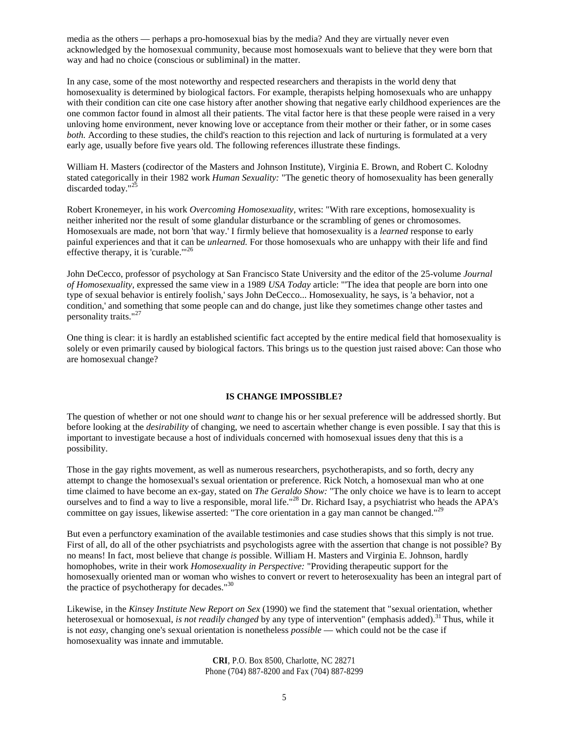media as the others — perhaps a pro-homosexual bias by the media? And they are virtually never even acknowledged by the homosexual community, because most homosexuals want to believe that they were born that way and had no choice (conscious or subliminal) in the matter.

In any case, some of the most noteworthy and respected researchers and therapists in the world deny that homosexuality is determined by biological factors. For example, therapists helping homosexuals who are unhappy with their condition can cite one case history after another showing that negative early childhood experiences are the one common factor found in almost all their patients. The vital factor here is that these people were raised in a very unloving home environment, never knowing love or acceptance from their mother or their father, or in some cases *both.* According to these studies, the child's reaction to this rejection and lack of nurturing is formulated at a very early age, usually before five years old. The following references illustrate these findings.

William H. Masters (codirector of the Masters and Johnson Institute), Virginia E. Brown, and Robert C. Kolodny stated categorically in their 1982 work *Human Sexuality:* "The genetic theory of homosexuality has been generally discarded today."[25]

Robert Kronemeyer, in his work *Overcoming Homosexuality,* writes: "With rare exceptions, homosexuality is neither inherited nor the result of some glandular disturbance or the scrambling of genes or chromosomes. Homosexuals are made, not born 'that way.' I firmly believe that homosexuality is a *learned* response to early painful experiences and that it can be *unlearned.* For those homosexuals who are unhappy with their life and find effective therapy, it is 'curable.'"[26]

John DeCecco, professor of psychology at San Francisco State University and the editor of the 25-volume *Journal of Homosexuality,* expressed the same view in a 1989 *USA Today* article: "'The idea that people are born into one type of sexual behavior is entirely foolish,' says John DeCecco... Homosexuality, he says, is 'a behavior, not a condition,' and something that some people can and do change, just like they sometimes change other tastes and personality traits."[27]

One thing is clear: it is hardly an established scientific fact accepted by the entire medical field that homosexuality is solely or even primarily caused by biological factors. This brings us to the question just raised above: Can those who are homosexual change?

## IS CHANGE IMPOSSIBLE?

The question of whether or not one should *want* to change his or her sexual preference will be addressed shortly. But before looking at the *desirability* of changing, we need to ascertain whether change is even possible. I say that this is important to investigate because a host of individuals concerned with homosexual issues deny that this is a possibility.

Those in the gay rights movement, as well as numerous researchers, psychotherapists, and so forth, decry any attempt to change the homosexual's sexual orientation or preference. Rick Notch, a homosexual man who at one time claimed to have become an ex-gay, stated on *The Geraldo Show:* "The only choice we have is to learn to accept ourselves and to find a way to live a responsible, moral life."[28] Dr. Richard Isay, a psychiatrist who heads the APA's committee on gay issues, likewise asserted: "The core orientation in a gay man cannot be changed."[29]

But even a perfunctory examination of the available testimonies and case studies shows that this simply is not true. First of all, do all of the other psychiatrists and psychologists agree with the assertion that change is not possible? By no means! In fact, most believe that change *is* possible. William H. Masters and Virginia E. Johnson, hardly homophobes, write in their work *Homosexuality in Perspective:* "Providing therapeutic support for the homosexually oriented man or woman who wishes to convert or revert to heterosexuality has been an integral part of the practice of psychotherapy for decades."[30]

Likewise, in the *Kinsey Institute New Report on Sex* (1990) we find the statement that "sexual orientation, whether heterosexual or homosexual, *is not readily changed* by any type of intervention" (emphasis added).[31] Thus, while it is not *easy,* changing one's sexual orientation is nonetheless *possible* — which could not be the case if homosexuality was innate and immutable.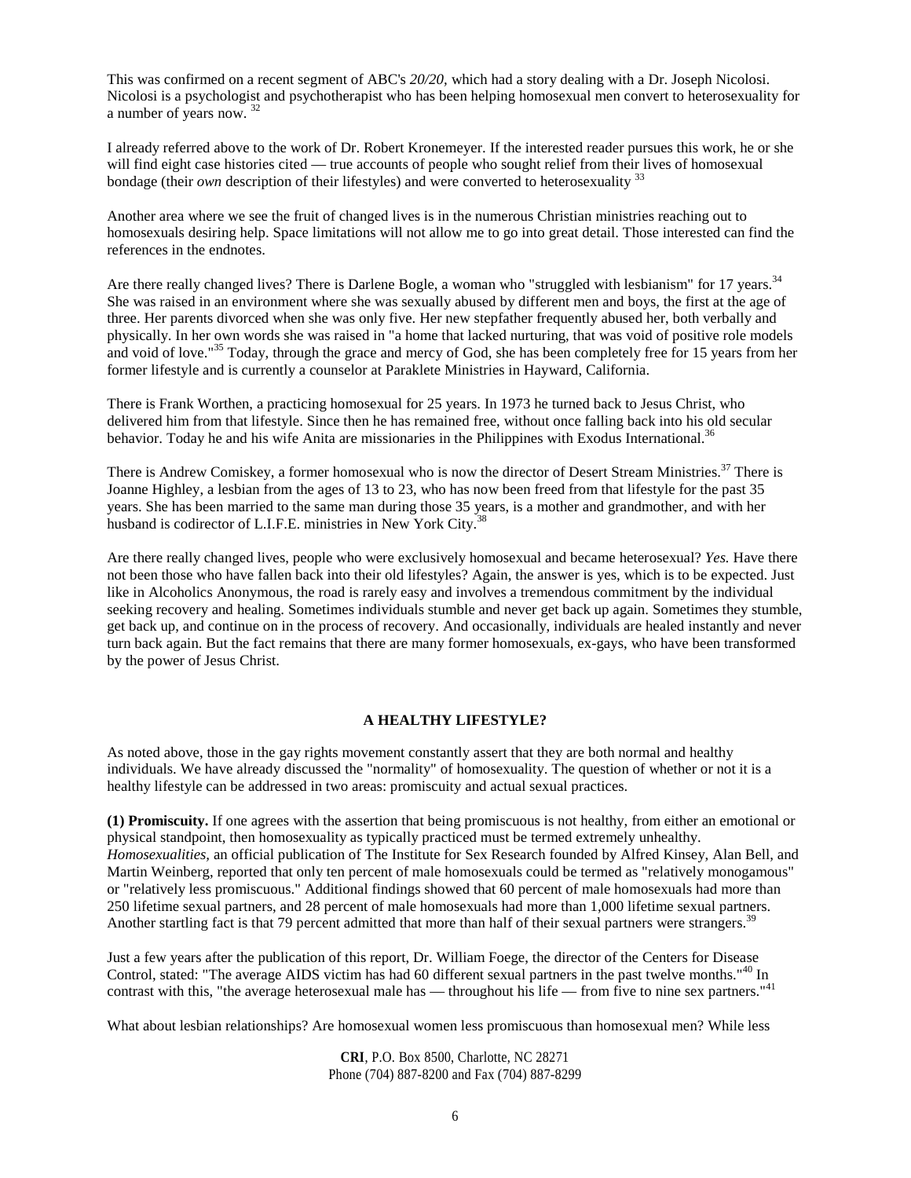This was confirmed on a recent segment of ABC's *20/20,* which had a story dealing with a Dr. Joseph Nicolosi. Nicolosi is a psychologist and psychotherapist who has been helping homosexual men convert to heterosexuality for a number of years now. [32]

I already referred above to the work of Dr. Robert Kronemeyer. If the interested reader pursues this work, he or she will find eight case histories cited — true accounts of people who sought relief from their lives of homosexual bondage (their *own* description of their lifestyles) and were converted to heterosexuality [33]

Another area where we see the fruit of changed lives is in the numerous Christian ministries reaching out to homosexuals desiring help. Space limitations will not allow me to go into great detail. Those interested can find the references in the endnotes.

Are there really changed lives? There is Darlene Bogle, a woman who "struggled with lesbianism" for 17 years.[34] She was raised in an environment where she was sexually abused by different men and boys, the first at the age of three. Her parents divorced when she was only five. Her new stepfather frequently abused her, both verbally and physically. In her own words she was raised in "a home that lacked nurturing, that was void of positive role models and void of love."[35] Today, through the grace and mercy of God, she has been completely free for 15 years from her former lifestyle and is currently a counselor at Paraklete Ministries in Hayward, California.

There is Frank Worthen, a practicing homosexual for 25 years. In 1973 he turned back to Jesus Christ, who delivered him from that lifestyle. Since then he has remained free, without once falling back into his old secular behavior. Today he and his wife Anita are missionaries in the Philippines with Exodus International.[36]

There is Andrew Comiskey, a former homosexual who is now the director of Desert Stream Ministries.[37] There is Joanne Highley, a lesbian from the ages of 13 to 23, who has now been freed from that lifestyle for the past 35 years. She has been married to the same man during those 35 years, is a mother and grandmother, and with her husband is codirector of L.I.F.E. ministries in New York City.[38]

Are there really changed lives, people who were exclusively homosexual and became heterosexual? *Yes.* Have there not been those who have fallen back into their old lifestyles? Again, the answer is yes, which is to be expected. Just like in Alcoholics Anonymous, the road is rarely easy and involves a tremendous commitment by the individual seeking recovery and healing. Sometimes individuals stumble and never get back up again. Sometimes they stumble, get back up, and continue on in the process of recovery. And occasionally, individuals are healed instantly and never turn back again. But the fact remains that there are many former homosexuals, ex-gays, who have been transformed by the power of Jesus Christ.

## A HEALTHY LIFESTYLE?

As noted above, those in the gay rights movement constantly assert that they are both normal and healthy individuals. We have already discussed the "normality" of homosexuality. The question of whether or not it is a healthy lifestyle can be addressed in two areas: promiscuity and actual sexual practices.

**(1) Promiscuity.** If one agrees with the assertion that being promiscuous is not healthy, from either an emotional or physical standpoint, then homosexuality as typically practiced must be termed extremely unhealthy. *Homosexualities*, an official publication of The Institute for Sex Research founded by Alfred Kinsey, Alan Bell, and Martin Weinberg, reported that only ten percent of male homosexuals could be termed as "relatively monogamous" or "relatively less promiscuous." Additional findings showed that 60 percent of male homosexuals had more than 250 lifetime sexual partners, and 28 percent of male homosexuals had more than 1,000 lifetime sexual partners. Another startling fact is that 79 percent admitted that more than half of their sexual partners were strangers.[39]

Just a few years after the publication of this report, Dr. William Foege, the director of the Centers for Disease Control, stated: "The average AIDS victim has had 60 different sexual partners in the past twelve months."[40] In contrast with this, "the average heterosexual male has — throughout his life — from five to nine sex partners."[41]

What about lesbian relationships? Are homosexual women less promiscuous than homosexual men? While less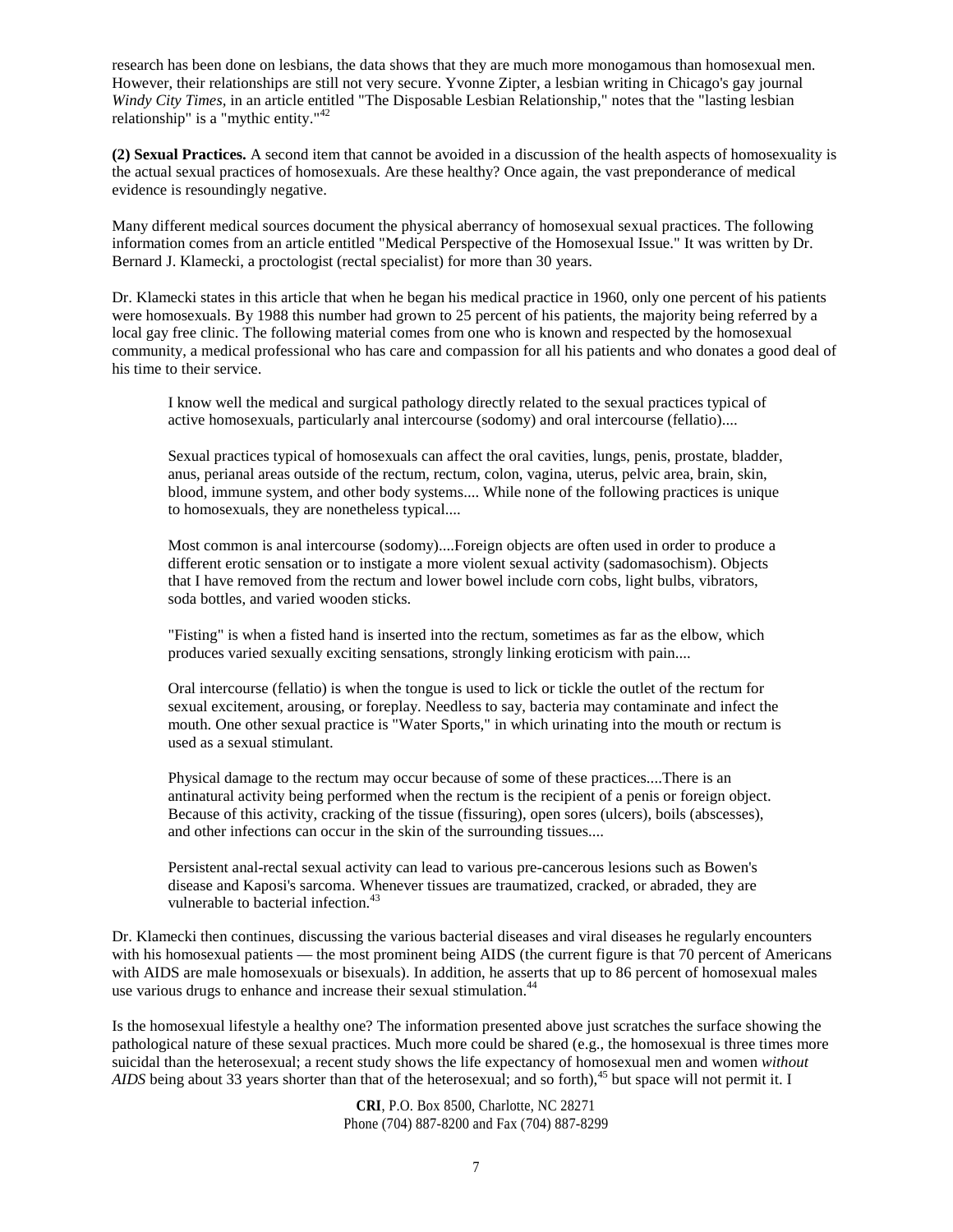research has been done on lesbians, the data shows that they are much more monogamous than homosexual men. However, their relationships are still not very secure. Yvonne Zipter, a lesbian writing in Chicago's gay journal *Windy City Times*, in an article entitled "The Disposable Lesbian Relationship," notes that the "lasting lesbian relationship" is a "mythic entity."[42]

**(2) Sexual Practices.** A second item that cannot be avoided in a discussion of the health aspects of homosexuality is the actual sexual practices of homosexuals. Are these healthy? Once again, the vast preponderance of medical evidence is resoundingly negative.

Many different medical sources document the physical aberrancy of homosexual sexual practices. The following information comes from an article entitled "Medical Perspective of the Homosexual Issue." It was written by Dr. Bernard J. Klamecki, a proctologist (rectal specialist) for more than 30 years.

Dr. Klamecki states in this article that when he began his medical practice in 1960, only one percent of his patients were homosexuals. By 1988 this number had grown to 25 percent of his patients, the majority being referred by a local gay free clinic. The following material comes from one who is known and respected by the homosexual community, a medical professional who has care and compassion for all his patients and who donates a good deal of his time to their service.

> I know well the medical and surgical pathology directly related to the sexual practices typical of active homosexuals, particularly anal intercourse (sodomy) and oral intercourse (fellatio)....
>
> Sexual practices typical of homosexuals can affect the oral cavities, lungs, penis, prostate, bladder, anus, perianal areas outside of the rectum, rectum, colon, vagina, uterus, pelvic area, brain, skin, blood, immune system, and other body systems.... While none of the following practices is unique to homosexuals, they are nonetheless typical....
>
> Most common is anal intercourse (sodomy)....Foreign objects are often used in order to produce a different erotic sensation or to instigate a more violent sexual activity (sadomasochism). Objects that I have removed from the rectum and lower bowel include corn cobs, light bulbs, vibrators, soda bottles, and varied wooden sticks.
>
> "Fisting" is when a fisted hand is inserted into the rectum, sometimes as far as the elbow, which produces varied sexually exciting sensations, strongly linking eroticism with pain....
>
> Oral intercourse (fellatio) is when the tongue is used to lick or tickle the outlet of the rectum for sexual excitement, arousing, or foreplay. Needless to say, bacteria may contaminate and infect the mouth. One other sexual practice is "Water Sports," in which urinating into the mouth or rectum is used as a sexual stimulant.
>
> Physical damage to the rectum may occur because of some of these practices....There is an antinatural activity being performed when the rectum is the recipient of a penis or foreign object. Because of this activity, cracking of the tissue (fissuring), open sores (ulcers), boils (abscesses), and other infections can occur in the skin of the surrounding tissues....
>
> Persistent anal-rectal sexual activity can lead to various pre-cancerous lesions such as Bowen's disease and Kaposi's sarcoma. Whenever tissues are traumatized, cracked, or abraded, they are vulnerable to bacterial infection.[43]

Dr. Klamecki then continues, discussing the various bacterial diseases and viral diseases he regularly encounters with his homosexual patients — the most prominent being AIDS (the current figure is that 70 percent of Americans with AIDS are male homosexuals or bisexuals). In addition, he asserts that up to 86 percent of homosexual males use various drugs to enhance and increase their sexual stimulation.[44]

Is the homosexual lifestyle a healthy one? The information presented above just scratches the surface showing the pathological nature of these sexual practices. Much more could be shared (e.g., the homosexual is three times more suicidal than the heterosexual; a recent study shows the life expectancy of homosexual men and women *without AIDS* being about 33 years shorter than that of the heterosexual; and so forth),[45] but space will not permit it. I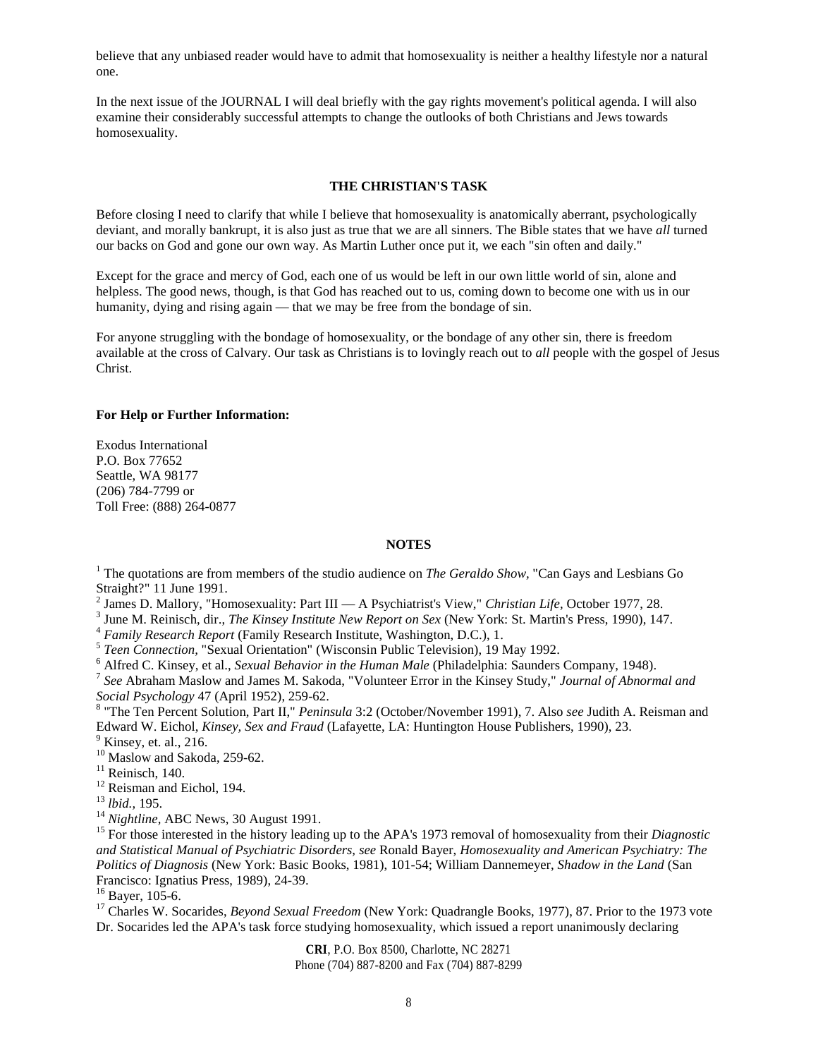believe that any unbiased reader would have to admit that homosexuality is neither a healthy lifestyle nor a natural one.

In the next issue of the JOURNAL I will deal briefly with the gay rights movement's political agenda. I will also examine their considerably successful attempts to change the outlooks of both Christians and Jews towards homosexuality.

## THE CHRISTIAN'S TASK

Before closing I need to clarify that while I believe that homosexuality is anatomically aberrant, psychologically deviant, and morally bankrupt, it is also just as true that we are all sinners. The Bible states that we have *all* turned our backs on God and gone our own way. As Martin Luther once put it, we each "sin often and daily."

Except for the grace and mercy of God, each one of us would be left in our own little world of sin, alone and helpless. The good news, though, is that God has reached out to us, coming down to become one with us in our humanity, dying and rising again — that we may be free from the bondage of sin.

For anyone struggling with the bondage of homosexuality, or the bondage of any other sin, there is freedom available at the cross of Calvary. Our task as Christians is to lovingly reach out to *all* people with the gospel of Jesus Christ.

**For Help or Further Information:**

Exodus International
P.O. Box 77652
Seattle, WA 98177
(206) 784-7799 or
Toll Free: (888) 264-0877

## NOTES

[1] The quotations are from members of the studio audience on *The Geraldo Show*, "Can Gays and Lesbians Go Straight?" 11 June 1991.
[2] James D. Mallory, "Homosexuality: Part III — A Psychiatrist's View," *Christian Life*, October 1977, 28.
[3] June M. Reinisch, dir., *The Kinsey Institute New Report on Sex* (New York: St. Martin's Press, 1990), 147.
[4] *Family Research Report* (Family Research Institute, Washington, D.C.), 1.
[5] *Teen Connection*, "Sexual Orientation" (Wisconsin Public Television), 19 May 1992.
[6] Alfred C. Kinsey, et al., *Sexual Behavior in the Human Male* (Philadelphia: Saunders Company, 1948).
[7] *See* Abraham Maslow and James M. Sakoda, "Volunteer Error in the Kinsey Study," *Journal of Abnormal and Social Psychology* 47 (April 1952), 259-62.
[8] "The Ten Percent Solution, Part II," *Peninsula* 3:2 (October/November 1991), 7. Also *see* Judith A. Reisman and Edward W. Eichol, *Kinsey, Sex and Fraud* (Lafayette, LA: Huntington House Publishers, 1990), 23.
[9] Kinsey, et. al., 216.
[10] Maslow and Sakoda, 259-62.
[11] Reinisch, 140.
[12] Reisman and Eichol, 194.
[13] *lbid.*, 195.
[14] *Nightline*, ABC News, 30 August 1991.
[15] For those interested in the history leading up to the APA's 1973 removal of homosexuality from their *Diagnostic and Statistical Manual of Psychiatric Disorders*, *see* Ronald Bayer, *Homosexuality and American Psychiatry: The Politics of Diagnosis* (New York: Basic Books, 1981), 101-54; William Dannemeyer, *Shadow in the Land* (San Francisco: Ignatius Press, 1989), 24-39.
[16] Bayer, 105-6.
[17] Charles W. Socarides, *Beyond Sexual Freedom* (New York: Quadrangle Books, 1977), 87. Prior to the 1973 vote Dr. Socarides led the APA's task force studying homosexuality, which issued a report unanimously declaring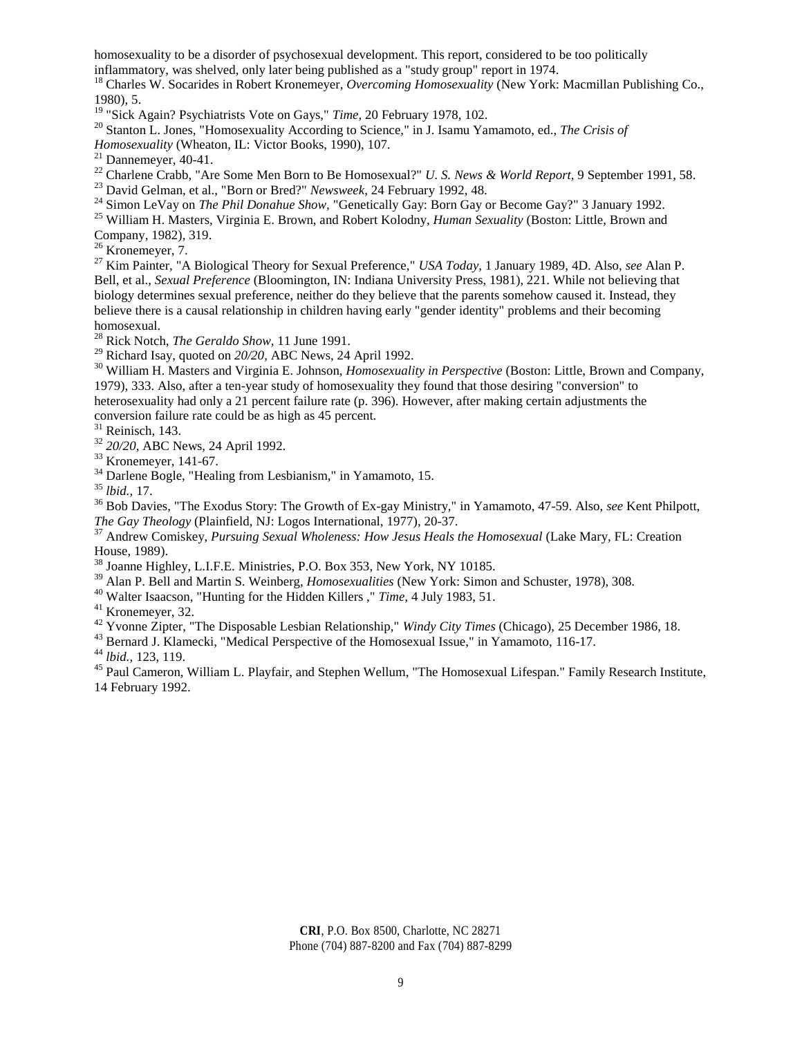homosexuality to be a disorder of psychosexual development. This report, considered to be too politically inflammatory, was shelved, only later being published as a "study group" report in 1974.

[18] Charles W. Socarides in Robert Kronemeyer, *Overcoming Homosexuality* (New York: Macmillan Publishing Co., 1980), 5.

[19] "Sick Again? Psychiatrists Vote on Gays," *Time*, 20 February 1978, 102.

[20] Stanton L. Jones, "Homosexuality According to Science," in J. Isamu Yamamoto, ed., *The Crisis of Homosexuality* (Wheaton, IL: Victor Books, 1990), 107.

[21] Dannemeyer, 40-41.

[22] Charlene Crabb, "Are Some Men Born to Be Homosexual?" *U. S. News & World Report*, 9 September 1991, 58.

[23] David Gelman, et al., "Born or Bred?" *Newsweek*, 24 February 1992, 48.

[24] Simon LeVay on *The Phil Donahue Show*, "Genetically Gay: Born Gay or Become Gay?" 3 January 1992.

[25] William H. Masters, Virginia E. Brown, and Robert Kolodny, *Human Sexuality* (Boston: Little, Brown and Company, 1982), 319.

[26] Kronemeyer, 7.

[27] Kim Painter, "A Biological Theory for Sexual Preference," *USA Today*, 1 January 1989, 4D. Also, *see* Alan P. Bell, et al., *Sexual Preference* (Bloomington, IN: Indiana University Press, 1981), 221. While not believing that biology determines sexual preference, neither do they believe that the parents somehow caused it. Instead, they believe there is a causal relationship in children having early "gender identity" problems and their becoming homosexual.

[28] Rick Notch, *The Geraldo Show*, 11 June 1991.

[29] Richard Isay, quoted on *20/20*, ABC News, 24 April 1992.

[30] William H. Masters and Virginia E. Johnson, *Homosexuality in Perspective* (Boston: Little, Brown and Company, 1979), 333. Also, after a ten-year study of homosexuality they found that those desiring "conversion" to heterosexuality had only a 21 percent failure rate (p. 396). However, after making certain adjustments the conversion failure rate could be as high as 45 percent.

[31] Reinisch, 143.

[32] *20/20*, ABC News, 24 April 1992.

[33] Kronemeyer, 141-67.

[34] Darlene Bogle, "Healing from Lesbianism," in Yamamoto, 15.

[35] *lbid.*, 17.

[36] Bob Davies, "The Exodus Story: The Growth of Ex-gay Ministry," in Yamamoto, 47-59. Also, *see* Kent Philpott, *The Gay Theology* (Plainfield, NJ: Logos International, 1977), 20-37.

[37] Andrew Comiskey, *Pursuing Sexual Wholeness: How Jesus Heals the Homosexual* (Lake Mary, FL: Creation House, 1989).

[38] Joanne Highley, L.I.F.E. Ministries, P.O. Box 353, New York, NY 10185.

[39] Alan P. Bell and Martin S. Weinberg, *Homosexualities* (New York: Simon and Schuster, 1978), 308.

[40] Walter Isaacson, "Hunting for the Hidden Killers ," *Time*, 4 July 1983, 51.

[41] Kronemeyer, 32.

[42] Yvonne Zipter, "The Disposable Lesbian Relationship," *Windy City Times* (Chicago), 25 December 1986, 18.

[43] Bernard J. Klamecki, "Medical Perspective of the Homosexual Issue," in Yamamoto, 116-17.

[44] *lbid.*, 123, 119.

[45] Paul Cameron, William L. Playfair, and Stephen Wellum, "The Homosexual Lifespan." Family Research Institute, 14 February 1992.

**CRI**, P.O. Box 8500, Charlotte, NC 28271
Phone (704) 887-8200 and Fax (704) 887-8299